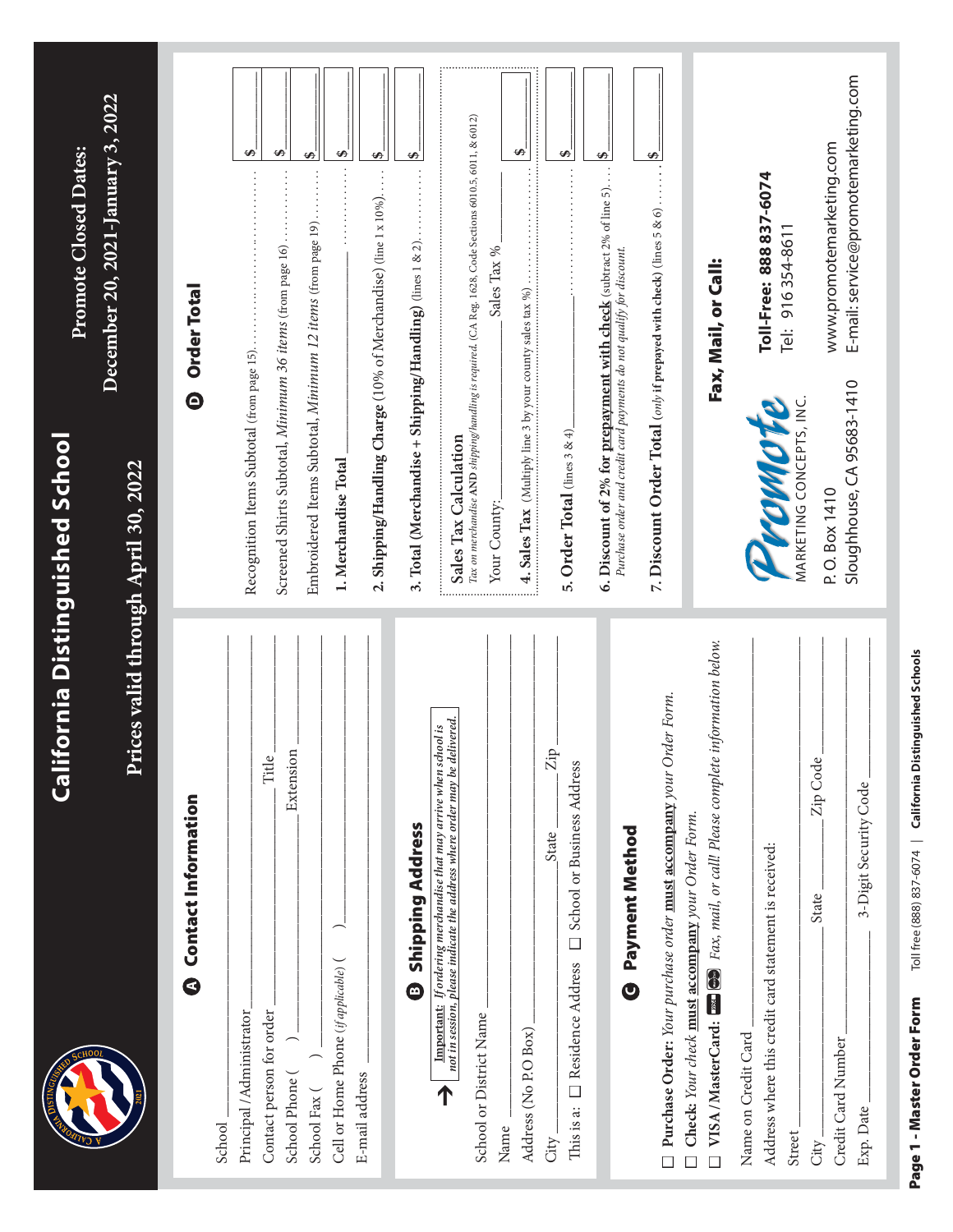# California Distinguished School

Prices valid through April 30, 2022

**Promote Closed Dates:**
December 20, 2021-January 3, 2022

## A Contact Information

School ______________________________

Principal/Administrator ______________________________

Contact person for order ______________ Title ______________

School Phone ( ) ______________ Extension ______________

School Fax ( ) ______________________________

Cell or Home Phone *(if applicable)* ( ) ______________________________

E-mail address ______________________________

## B Shipping Address

**Important**: *If ordering merchandise that may arrive when school is not in session, please indicate the address where order may be delivered.*

School or District Name ______________________________

Name ______________________________

Address (No P.O Box) ______________________________

City ______________ State ______ Zip ______

This is a: ☐ Residence Address ☐ School or Business Address

## C Payment Method

☐ **Purchase Order:** *Your purchase order* **must accompany** *your Order Form.*

☐ **Check:** *Your check* **must accompany** *your Order Form.*

☐ **VISA/MasterCard:** *Fax, mail, or call! Please complete information below.*

Name on Credit Card ______________________________

Address where this credit card statement is received:

Street ______________________________

City ______________ State ______ Zip Code ______

Credit Card Number ______________________________

Exp. Date ______________ 3-Digit Security Code ______________

## D Order Total

Recognition Items Subtotal (from page 15) .......... $ ______

Screened Shirts Subtotal, *Minimum 36 items* (from page 16) .......... $ ______

Embroidered Items Subtotal, *Minimum 12 items* (from page 19) .......... $ ______

**1. Merchandise Total** .......... $ ______

**2. Shipping/Handling Charge** (10% of Merchandise) (line 1 x 10%) .......... $ ______

**3. Total (Merchandise + Shipping/Handling)** (lines 1 & 2) .......... $ ______

**Sales Tax Calculation**
*Tax on merchandise* **AND** *shipping/handling is required.* (CA Reg. 1628, Code Sections 6010.5, 6011, & 6012)

Your County: ______________ Sales Tax % ______

**4. Sales Tax** (Multiply line 3 by your county sales tax %) .......... $ ______

**5. Order Total** (lines 3 & 4) .......... $ ______

**6. Discount of 2% for prepayment with check** (subtract 2% of line 5) .......... $ ______
*Purchase order and credit card payments do not qualify for discount.*

**7. Discount Order Total** (*only* **if prepayed with check**) (lines 5 & 6) .......... $ ______

## Fax, Mail, or Call:

Promote MARKETING CONCEPTS, INC.

P. O. Box 1410
Sloughhouse, CA 95683-1410

**Toll-Free: 888 837-6074**
Tel: 916 354-8611

www.promotemarketing.com
E-mail: service@promotemarketing.com

**Page 1 - Master Order Form** Toll free (888) 837-6074 | **California Distinguished Schools**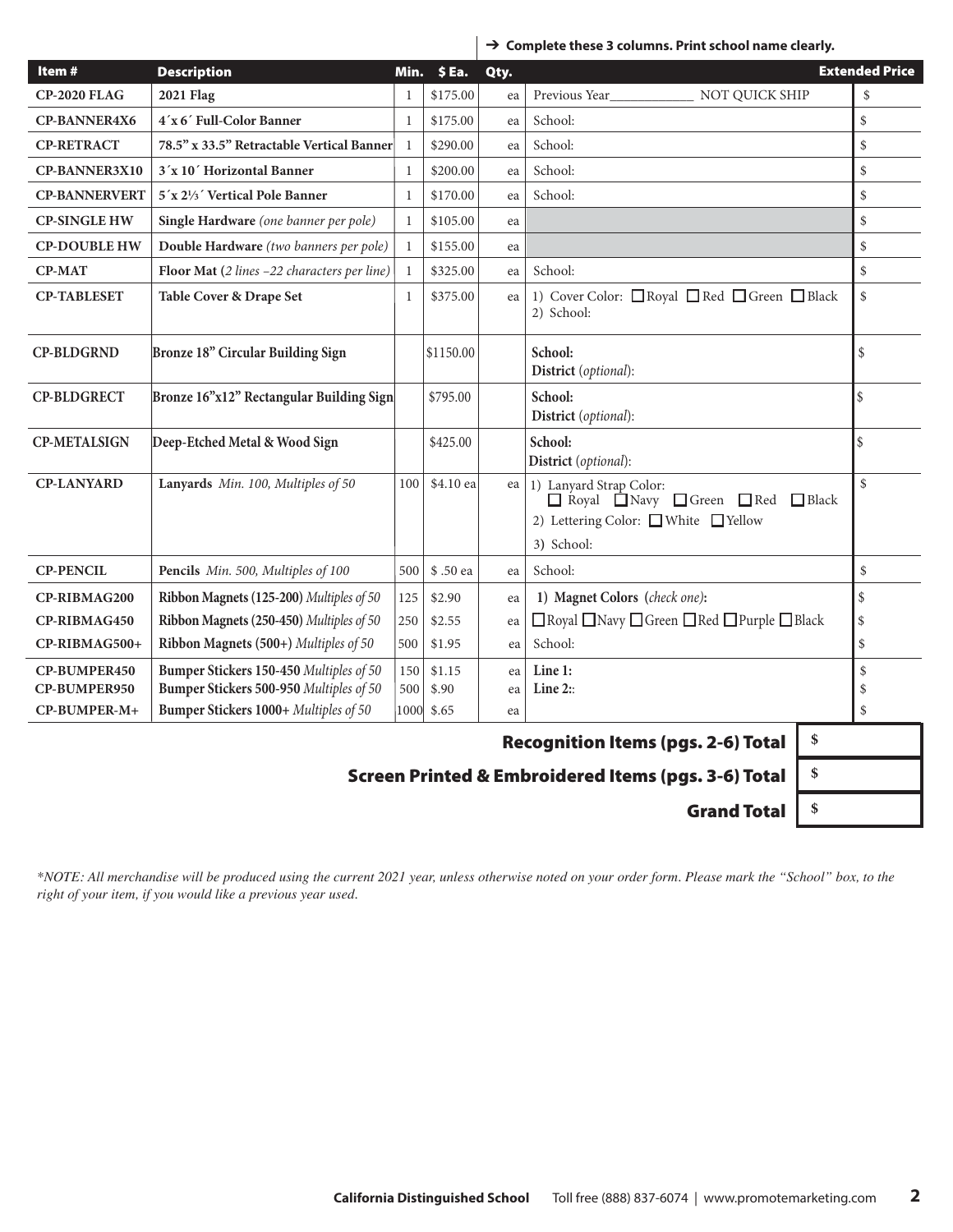→ **Complete these 3 columns. Print school name clearly.**

| Item # | Description | Min. | $ Ea. | Qty. | | Extended Price |
|---|---|---|---|---|---|---|
| **CP-2020 FLAG** | **2021 Flag** | 1 | $175.00 | ea | Previous Year____________ NOT QUICK SHIP | $ |
| **CP-BANNER4X6** | **4´x 6´ Full-Color Banner** | 1 | $175.00 | ea | School: | $ |
| **CP-RETRACT** | **78.5" x 33.5" Retractable Vertical Banner** | 1 | $290.00 | ea | School: | $ |
| **CP-BANNER3X10** | **3´x 10´ Horizontal Banner** | 1 | $200.00 | ea | School: | $ |
| **CP-BANNERVERT** | **5´x 2⅓´ Vertical Pole Banner** | 1 | $170.00 | ea | School: | $ |
| **CP-SINGLE HW** | **Single Hardware** *(one banner per pole)* | 1 | $105.00 | ea | | $ |
| **CP-DOUBLE HW** | **Double Hardware** *(two banners per pole)* | 1 | $155.00 | ea | | $ |
| **CP-MAT** | **Floor Mat (***2 lines –22 characters per line***)** | 1 | $325.00 | ea | School: | $ |
| **CP-TABLESET** | **Table Cover & Drape Set** | 1 | $375.00 | ea | 1) Cover Color: ☐ Royal ☐ Red ☐ Green ☐ Black<br>2) School: | $ |
| **CP-BLDGRND** | **Bronze 18" Circular Building Sign** | | $1150.00 | | **School:**<br>**District** *(optional)*: | $ |
| **CP-BLDGRECT** | **Bronze 16"x12" Rectangular Building Sign** | | $795.00 | | **School:**<br>**District** *(optional)*: | $ |
| **CP-METALSIGN** | **Deep-Etched Metal & Wood Sign** | | $425.00 | | **School:**<br>**District** *(optional)*: | $ |
| **CP-LANYARD** | **Lanyards** *Min. 100, Multiples of 50* | 100 | $4.10 ea | ea | 1) Lanyard Strap Color:<br>☐ Royal ☐ Navy ☐ Green ☐ Red ☐ Black<br>2) Lettering Color: ☐ White ☐ Yellow<br>3) School: | $ |
| **CP-PENCIL** | **Pencils** *Min. 500, Multiples of 100* | 500 | $ .50 ea | ea | School: | $ |
| **CP-RIBMAG200** | **Ribbon Magnets (125-200)** *Multiples of 50* | 125 | $2.90 | ea | **1) Magnet Colors** (*check one)***:** | $ |
| **CP-RIBMAG450** | **Ribbon Magnets (250-450)** *Multiples of 50* | 250 | $2.55 | ea | ☐ Royal ☐ Navy ☐ Green ☐ Red ☐ Purple ☐ Black | $ |
| **CP-RIBMAG500+** | **Ribbon Magnets (500+)** *Multiples of 50* | 500 | $1.95 | ea | School: | $ |
| **CP-BUMPER450** | **Bumper Stickers 150-450** *Multiples of 50* | 150 | $1.15 | ea | **Line 1:** | $ |
| **CP-BUMPER950** | **Bumper Stickers 500-950** *Multiples of 50* | 500 | $.90 | ea | **Line 2:**: | $ |
| **CP-BUMPER-M+** | **Bumper Stickers 1000+** *Multiples of 50* | 1000 | $.65 | ea | | $ |

| | |
|---|---|
| **Recognition Items (pgs. 2-6) Total** | **$** |
| **Screen Printed & Embroidered Items (pgs. 3-6) Total** | **$** |
| **Grand Total** | **$** |

*\*NOTE: All merchandise will be produced using the current 2021 year, unless otherwise noted on your order form. Please mark the "School" box, to the right of your item, if you would like a previous year used.*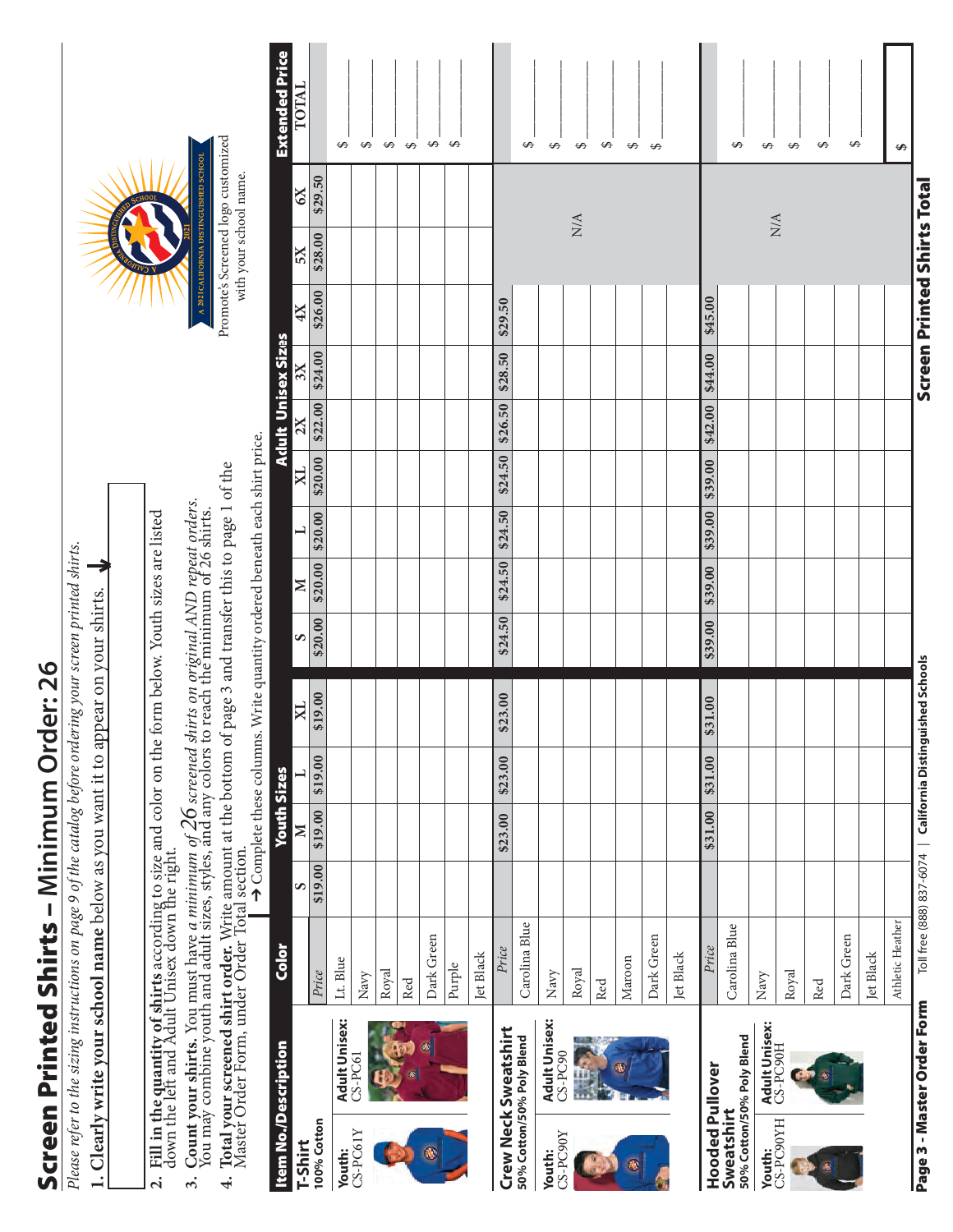# Screen Printed Shirts – Minimum Order: 26

*Please refer to the sizing instructions on page 9 of the catalog before ordering your screen printed shirts.*

1. **Clearly write your school name** below as you want it to appear on your shirts.

2. **Fill in the quantity of shirts** according to size and color on the form below. Youth sizes are listed down the left and Adult Unisex down the right.
3. **Count your shirts.** You must have *a minimum of 26 screened shirts on original AND repeat orders.* You may combine youth and adult sizes, styles, and any colors to reach the minimum of 26 shirts.
4. **Total your screened shirt order.** Write amount at the bottom of page 3 and transfer this to page 1 of the Master Order Form, under Order Total section.

→ Complete these columns. Write quantity ordered beneath each shirt price.

A 2021 CALIFORNIA DISTINGUISHED SCHOOL

Promote's Screened logo customized with your school name.

| Item No./Description | Color | Youth Sizes | | | | Adult Unisex Sizes | | | | | | | | | Extended Price |
|---|---|---|---|---|---|---|---|---|---|---|---|---|---|---|---|
| | | S | M | L | XL | S | M | L | XL | 2X | 3X | 4X | 5X | 6X | TOTAL |
| **T-Shirt** 100% Cotton<br>Youth: CS-PC61Y<br>Adult Unisex: CS-PC61 | *Price* | $19.00 | $19.00 | $19.00 | $19.00 | $20.00 | $20.00 | $20.00 | $20.00 | $22.00 | $24.00 | $26.00 | $28.00 | $29.50 | |
| | Lt. Blue | | | | | | | | | | | | | | $ |
| | Navy | | | | | | | | | | | | | | $ |
| | Royal | | | | | | | | | | | | | | $ |
| | Red | | | | | | | | | | | | | | $ |
| | Dark Green | | | | | | | | | | | | | | $ |
| | Purple | | | | | | | | | | | | | | $ |
| | Jet Black | | | | | | | | | | | | | | |
| **Crew Neck Sweatshirt** 50% Cotton/50% Poly Blend<br>Youth: CS-PC90Y<br>Adult Unisex: CS-PC90 | *Price* | | $23.00 | $23.00 | $23.00 | $24.50 | $24.50 | $24.50 | $24.50 | $26.50 | $28.50 | $29.50 | N/A | N/A | |
| | Carolina Blue | | | | | | | | | | | | | | $ |
| | Navy | | | | | | | | | | | | | | $ |
| | Royal | | | | | | | | | | | | | | $ |
| | Red | | | | | | | | | | | | | | $ |
| | Maroon | | | | | | | | | | | | | | $ |
| | Dark Green | | | | | | | | | | | | | | $ |
| | Jet Black | | | | | | | | | | | | | | |
| **Hooded Pullover Sweatshirt** 50% Cotton/50% Poly Blend<br>Youth: CS-PC90YH<br>Adult Unisex: CS-PC90H | *Price* | | $31.00 | $31.00 | $31.00 | $39.00 | $39.00 | $39.00 | $39.00 | $42.00 | $44.00 | $45.00 | N/A | N/A | |
| | Carolina Blue | | | | | | | | | | | | | | $ |
| | Navy | | | | | | | | | | | | | | $ |
| | Royal | | | | | | | | | | | | | | $ |
| | Red | | | | | | | | | | | | | | $ |
| | Dark Green | | | | | | | | | | | | | | $ |
| | Jet Black | | | | | | | | | | | | | | |
| | Athletic Heather | | | | | | | | | | | | | | |

**Screen Printed Shirts Total** $

**Page 3 - Master Order Form** Toll free (888) 837-6074 | **California Distinguished Schools**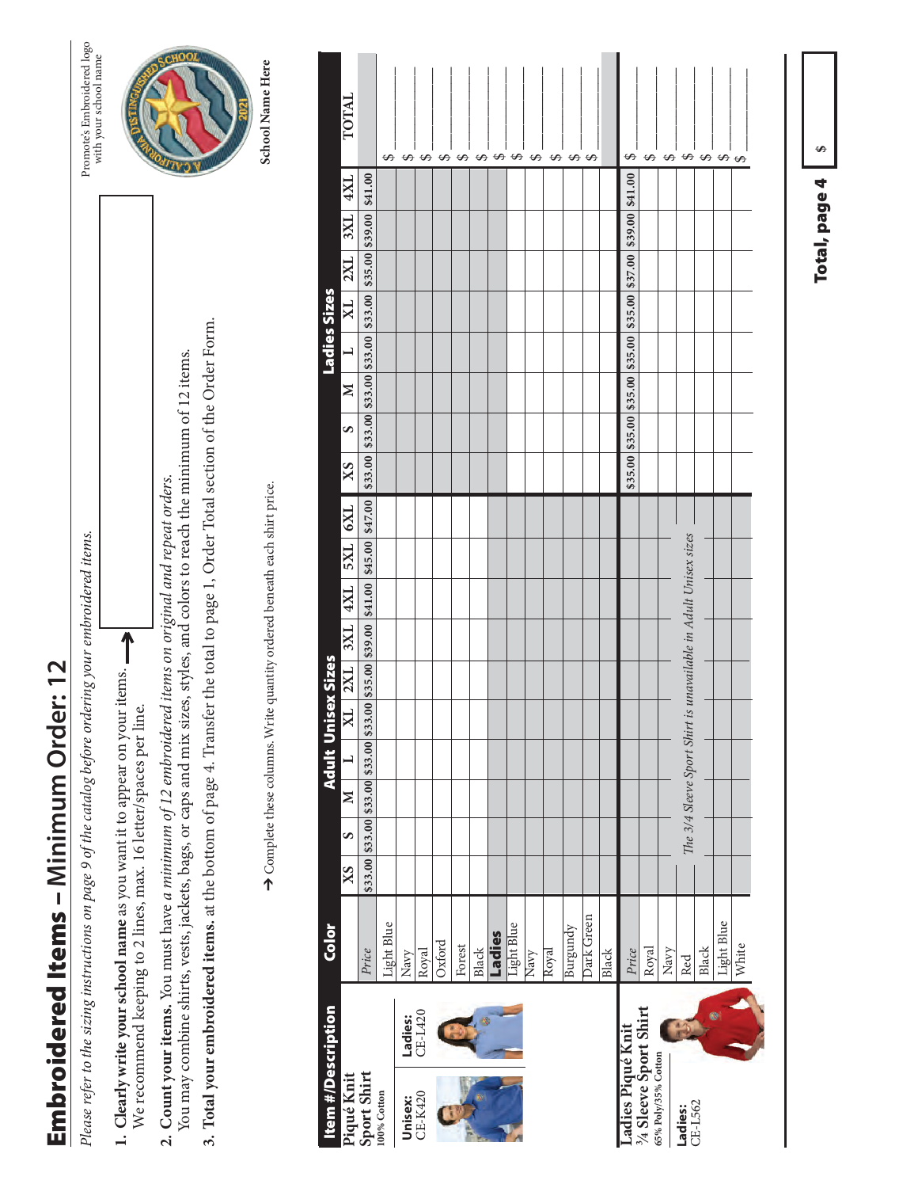# Embroidered Items – Minimum Order: 12

*Please refer to the sizing instructions on page 9 of the catalog before ordering your embroidered items.*

1. **Clearly write your school name** as you want it to appear on your items. We recommend keeping to 2 lines, max. 16 letter/spaces per line.
2. **Count your items.** You must have *a minimum of 12 embroidered items on original and repeat orders.* You may combine shirts, vests, jackets, bags, or caps and mix sizes, styles, and colors to reach the minimum of 12 items.
3. **Total your embroidered items.** at the bottom of page 4. Transfer the total to page 1, Order Total section of the Order Form.

→ Complete these columns. Write quantity ordered beneath each shirt price.

Promote's Embroidered logo with your school name

School Name Here

| Item #/Description | Color | Adult Unisex Sizes | | | | | | | | | | Ladies Sizes | | | | | | | | TOTAL |
|---|---|---|---|---|---|---|---|---|---|---|---|---|---|---|---|---|---|---|---|---|
| | | XS | S | M | L | XL | 2XL | 3XL | 4XL | 5XL | 6XL | XS | S | M | L | XL | 2XL | 3XL | 4XL | |
| **Piqué Knit Sport Shirt** 100% Cotton | *Price* | $33.00 | $33.00 | $33.00 | $33.00 | $33.00 | $35.00 | $39.00 | $41.00 | $45.00 | $47.00 | $33.00 | $33.00 | $33.00 | $33.00 | $33.00 | $35.00 | $39.00 | $41.00 | |
| Unisex: CE-K420 | Light Blue | | | | | | | | | | | | | | | | | | | $ |
| Ladies: CE-L420 | Navy | | | | | | | | | | | | | | | | | | | $ |
| | Royal | | | | | | | | | | | | | | | | | | | $ |
| | Oxford | | | | | | | | | | | | | | | | | | | $ |
| | Forest | | | | | | | | | | | | | | | | | | | $ |
| | Black | | | | | | | | | | | | | | | | | | | $ |
| | **Ladies** Light Blue | | | | | | | | | | | | | | | | | | | $ |
| | Navy | | | | | | | | | | | | | | | | | | | $ |
| | Royal | | | | | | | | | | | | | | | | | | | $ |
| | Burgundy | | | | | | | | | | | | | | | | | | | $ |
| | Dark Green | | | | | | | | | | | | | | | | | | | $ |
| | Black | | | | | | | | | | | | | | | | | | | $ |
| **Ladies Piqué Knit ¾ Sleeve Sport Shirt** 65% Poly/35% Cotton | *Price* | | | | | | | | | | | $35.00 | $35.00 | $35.00 | $35.00 | $35.00 | $37.00 | $39.00 | $41.00 | |
| Ladies: CE-L562 | Royal | *The 3/4 Sleeve Sport Shirt is unavailable in Adult Unisex sizes* | | | | | | | | | | | | | | | | | | $ |
| | Navy | | | | | | | | | | | | | | | | | | | $ |
| | Red | | | | | | | | | | | | | | | | | | | $ |
| | Black | | | | | | | | | | | | | | | | | | | $ |
| | Light Blue | | | | | | | | | | | | | | | | | | | $ |
| | White | | | | | | | | | | | | | | | | | | | $ |

**Total, page 4** $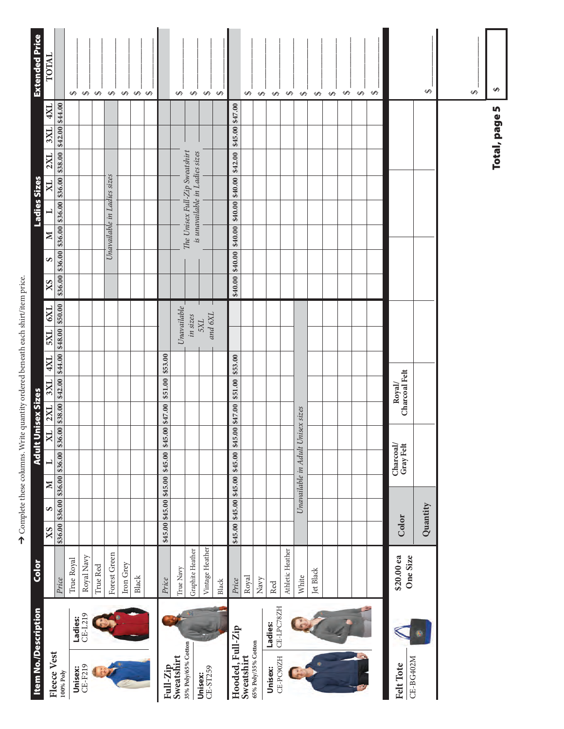→ Complete these columns. Write quantity ordered beneath each shirt/item price.

| Item No./Description | Color | Adult Unisex Sizes | | | | | | | | | | Ladies Sizes | | | | | | | | Extended Price |
|---|---|---|---|---|---|---|---|---|---|---|---|---|---|---|---|---|---|---|---|---|
| | | XS | S | M | L | XL | 2XL | 3XL | 4XL | 5XL | 6XL | XS | S | M | L | XL | 2XL | 3XL | 4XL | TOTAL |
| **Fleece Vest** 100% Poly | *Price* | $36.00 | $36.00 | $36.00 | $36.00 | $36.00 | $38.00 | $42.00 | $44.00 | $48.00 | $50.00 | $36.00 | $36.00 | $36.00 | $36.00 | $36.00 | $38.00 | $42.00 | $44.00 | |
| Unisex: CE-F219 / Ladies: CE-L219 | True Royal | | | | | | | | | | | | | | | | | | | $ |
| | Royal Navy | | | | | | | | | | | | | | | | | | | $ |
| | True Red | | | | | | | | | | | | | | | | | | | $ |
| | Forest Green | | | | | | | | | | | *Unavailable in Ladies sizes* | | | | | | | | $ |
| | Iron Grey | | | | | | | | | | | | | | | | | | | $ |
| | Black | | | | | | | | | | | | | | | | | | | $ |
| | | | | | | | | | | | | | | | | | | | | $ |
| **Full-Zip Sweatshirt** 35% Poly/65% Cotton | *Price* | $45.00 | $45.00 | $45.00 | $45.00 | $45.00 | $47.00 | $51.00 | $53.00 | | | | | | | | | | | |
| Unisex: CE-ST259 | True Navy | | | | | | | | | *Unavailable in sizes 5XL and 6XL* | | *The Unisex Full-Zip Sweatshirt is unavailable in Ladies sizes* | | | | | | | | $ |
| | Graphite Heather | | | | | | | | | | | | | | | | | | | $ |
| | Vintage Heather | | | | | | | | | | | | | | | | | | | $ |
| | Black | | | | | | | | | | | | | | | | | | | $ |
| **Hooded, Full-Zip Sweatshirt** 65% Poly/35% Cotton | *Price* | $45.00 | $45.00 | $45.00 | $45.00 | $45.00 | $47.00 | $51.00 | $53.00 | | | $40.00 | $40.00 | $40.00 | $40.00 | $40.00 | $42.00 | $45.00 | $47.00 | |
| Unisex: CE-PC90ZH / Ladies: CE-LPC78ZH | Royal | | | | | | | | | | | | | | | | | | | $ |
| | Navy | | | | | | | | | | | | | | | | | | | $ |
| | Red | | | | | | | | | | | | | | | | | | | $ |
| | Athletic Heather | | | | | | | | | | | | | | | | | | | $ |
| | White | *Unavailable in Adult Unisex sizes* | | | | | | | | | | | | | | | | | | $ |
| | Jet Black | | | | | | | | | | | | | | | | | | | $ |
| | | | | | | | | | | | | | | | | | | | | $ |
| | | | | | | | | | | | | | | | | | | | | $ |
| | | | | | | | | | | | | | | | | | | | | $ |
| | | | | | | | | | | | | | | | | | | | | $ |

| Felt Tote CE-BG402M | $20.00 ea One Size | Color | Charcoal/ Gray Felt | Royal/ Charcoal Felt | TOTAL |
|---|---|---|---|---|---|
| | | Quantity | | | $ |

| | |
|---|---|
| | $ |
| **Total, page 5** | $ |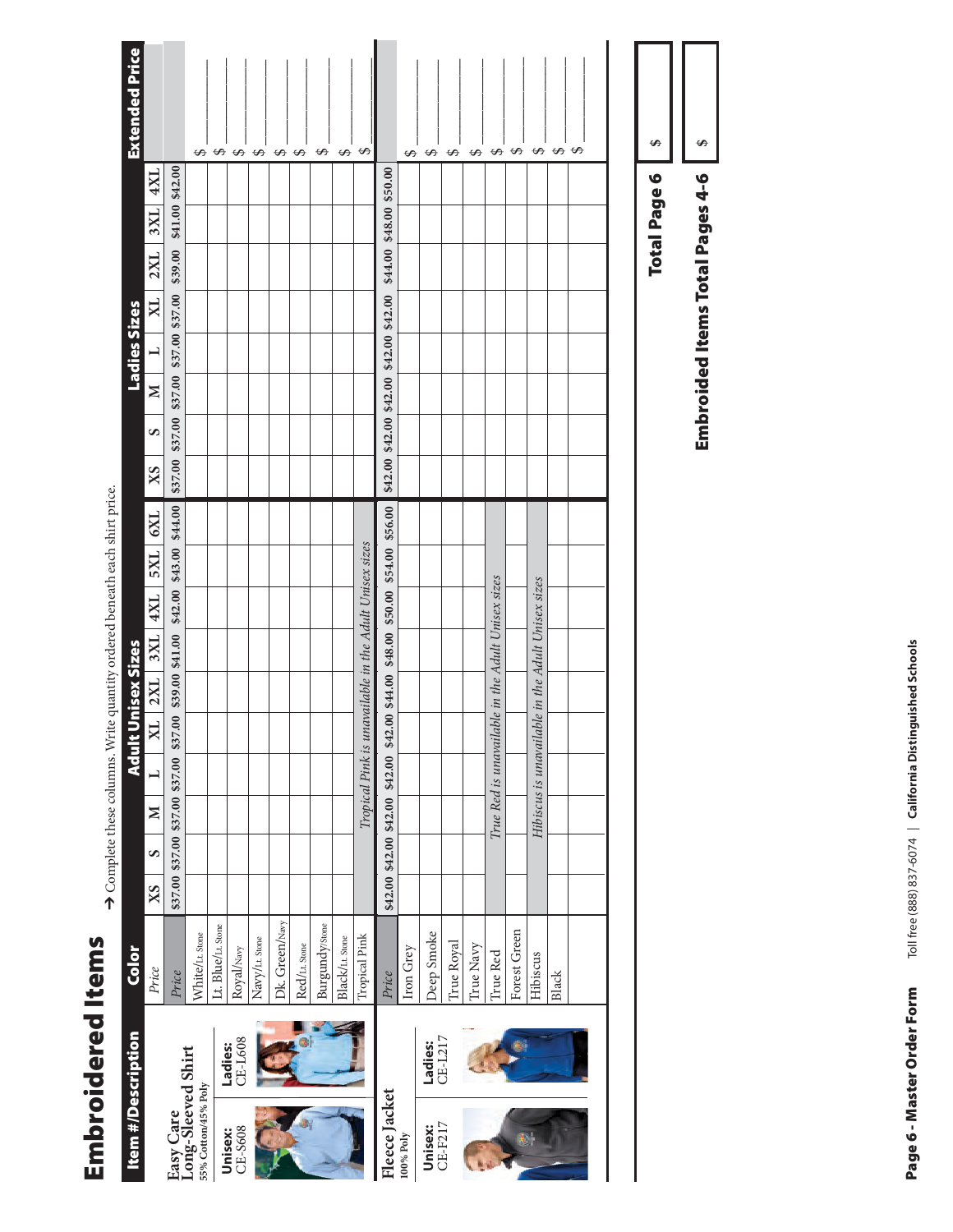# Embroidered Items

→ Complete these columns. Write quantity ordered beneath each shirt price.

| Item #/Description | Color | Adult Unisex Sizes | | | | | | | | | | Ladies Sizes | | | | | | | | Extended Price |
|---|---|---|---|---|---|---|---|---|---|---|---|---|---|---|---|---|---|---|---|---|
| | | XS | S | M | L | XL | 2XL | 3XL | 4XL | 5XL | 6XL | XS | S | M | L | XL | 2XL | 3XL | 4XL | |
| **Easy Care Long-Sleeved Shirt** 55% Cotton/45% Poly | *Price* | $37.00 | $37.00 | $37.00 | $37.00 | $37.00 | $39.00 | $41.00 | $42.00 | $43.00 | $44.00 | $37.00 | $37.00 | $37.00 | $37.00 | $37.00 | $39.00 | $41.00 | $42.00 | |
| **Unisex:** CE-S608 | White/Lt. Stone | | | | | | | | | | | | | | | | | | | $ |
| **Ladies:** CE-L608 | Lt. Blue/Lt. Stone | | | | | | | | | | | | | | | | | | | $ |
| | Royal/Navy | | | | | | | | | | | | | | | | | | | $ |
| | Navy/Lt. Stone | | | | | | | | | | | | | | | | | | | $ |
| | Dk. Green/Navy | | | | | | | | | | | | | | | | | | | $ |
| | Red/Lt. Stone | | | | | | | | | | | | | | | | | | | $ |
| | Burgundy/Stone | | | | | | | | | | | | | | | | | | | $ |
| | Black/Lt. Stone | | | | | | | | | | | | | | | | | | | $ |
| | Tropical Pink | *Tropical Pink is unavailable in the Adult Unisex sizes* | | | | | | | | | | | | | | | | | | $ |
| **Fleece Jacket** 100% Poly | *Price* | $42.00 | $42.00 | $42.00 | $42.00 | $42.00 | $44.00 | $48.00 | $50.00 | $54.00 | $56.00 | $42.00 | $42.00 | $42.00 | $42.00 | $42.00 | $44.00 | $48.00 | $50.00 | |
| **Unisex:** CE-F217 | Iron Grey | | | | | | | | | | | | | | | | | | | $ |
| **Ladies:** CE-L217 | Deep Smoke | | | | | | | | | | | | | | | | | | | $ |
| | True Royal | | | | | | | | | | | | | | | | | | | $ |
| | True Navy | | | | | | | | | | | | | | | | | | | $ |
| | True Red | *True Red is unavailable in the Adult Unisex sizes* | | | | | | | | | | | | | | | | | | $ |
| | Forest Green | | | | | | | | | | | | | | | | | | | $ |
| | Hibiscus | *Hibiscus is unavailable in the Adult Unisex sizes* | | | | | | | | | | | | | | | | | | $ |
| | Black | | | | | | | | | | | | | | | | | | | $ |

**Total Page 6** $

**Embroided Items Total Pages 4-6** $

**Page 6 - Master Order Form** Toll free (888) 837-6074 | **California Distinguished Schools**